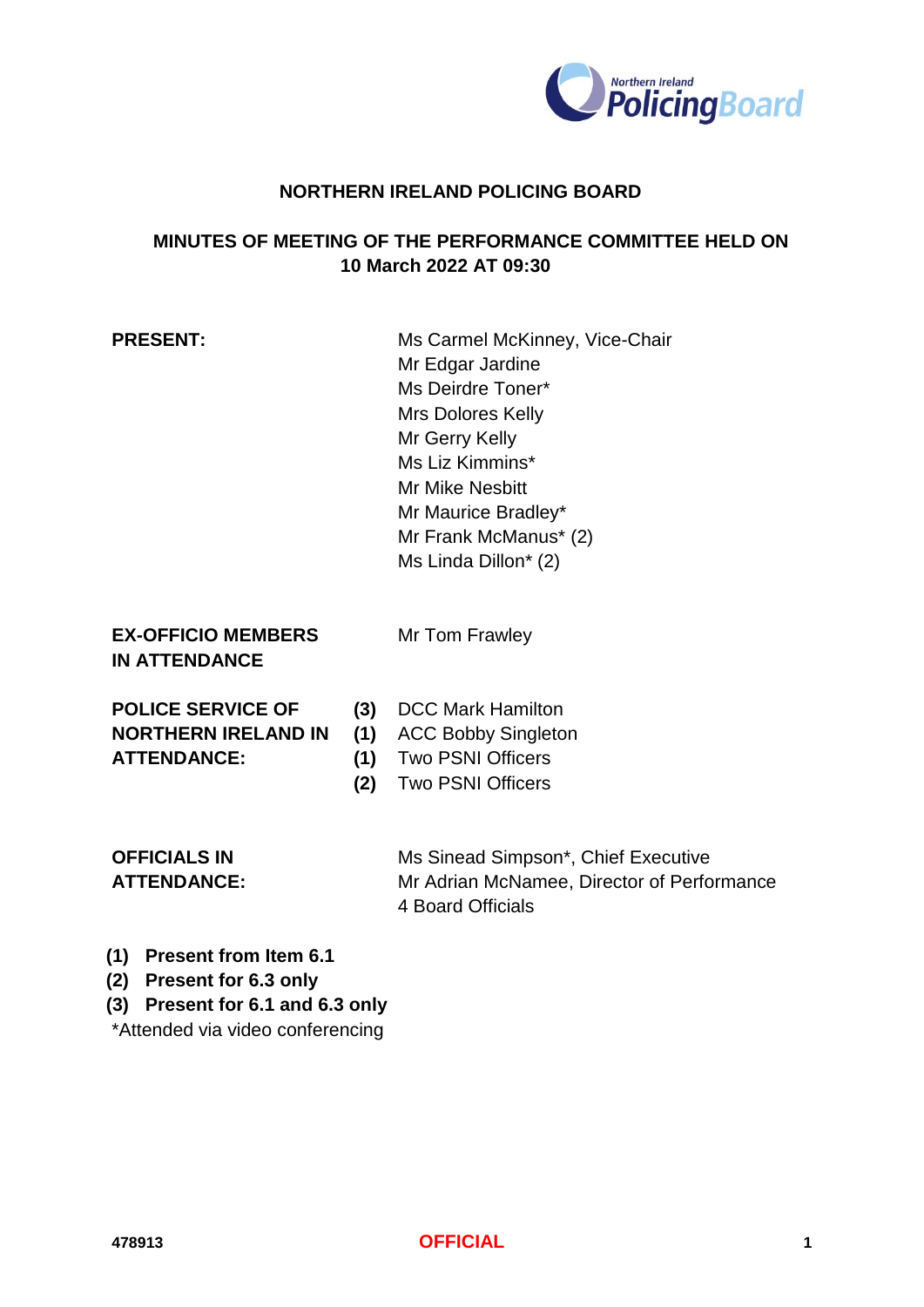# NORTHERN IRELAND POLICING BOARD

## MINUTES OF MEETING OF THE PERFORMANCE COMMITTEE HELD ON 10 March 2022 AT 09:30

**PRESENT:**

Ms Carmel McKinney, Vice-Chair
Mr Edgar Jardine
Ms Deirdre Toner*
Mrs Dolores Kelly
Mr Gerry Kelly
Ms Liz Kimmins*
Mr Mike Nesbitt
Mr Maurice Bradley*
Mr Frank McManus* (2)
Ms Linda Dillon* (2)

**EX-OFFICIO MEMBERS IN ATTENDANCE**

Mr Tom Frawley

**POLICE SERVICE OF NORTHERN IRELAND IN ATTENDANCE:**

**(3)** DCC Mark Hamilton
**(1)** ACC Bobby Singleton
**(1)** Two PSNI Officers
**(2)** Two PSNI Officers

**OFFICIALS IN ATTENDANCE:**

Ms Sinead Simpson*, Chief Executive
Mr Adrian McNamee, Director of Performance
4 Board Officials

**(1) Present from Item 6.1**
**(2) Present for 6.3 only**
**(3) Present for 6.1 and 6.3 only**
*Attended via video conferencing

478913 OFFICIAL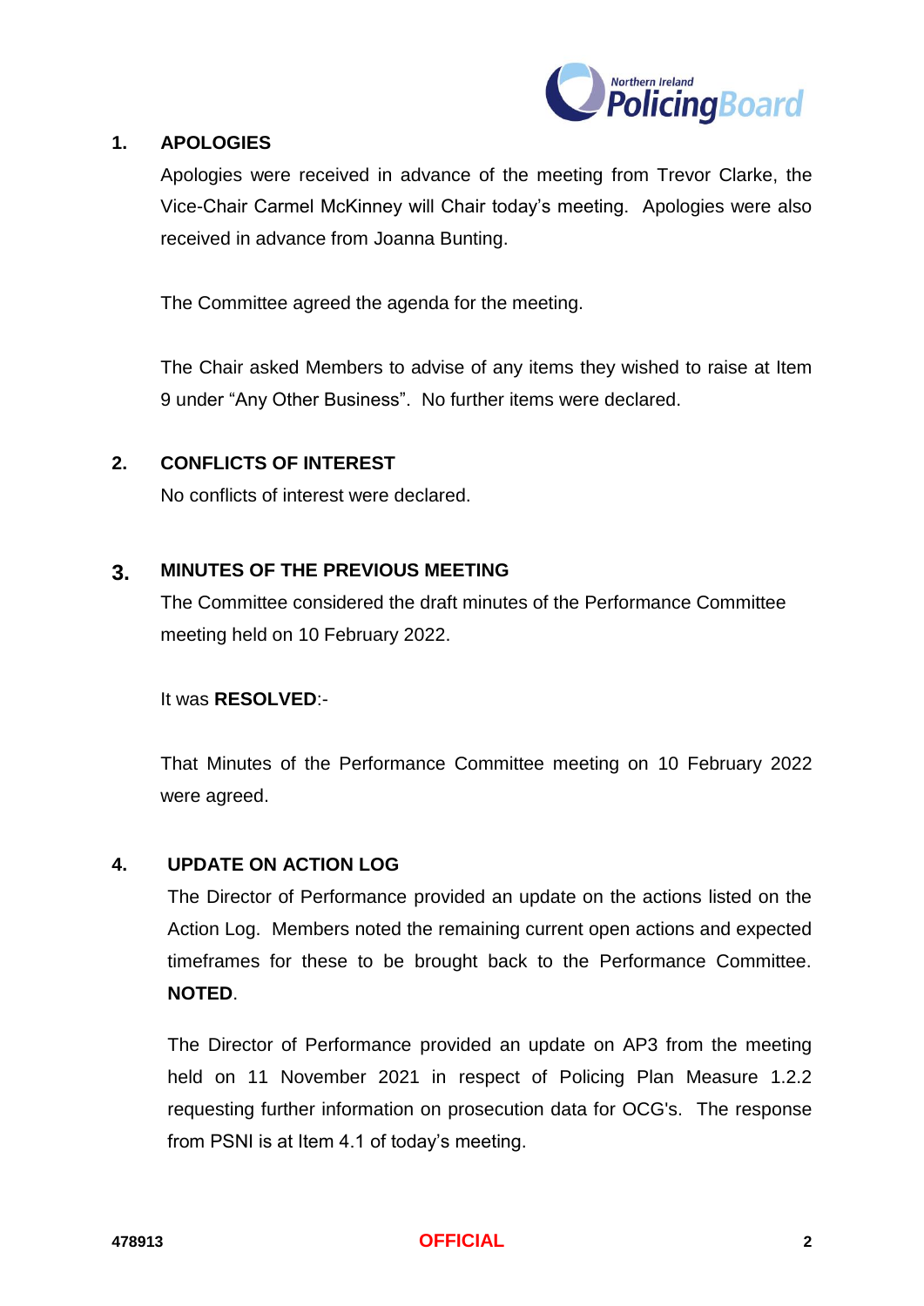## 1. APOLOGIES

Apologies were received in advance of the meeting from Trevor Clarke, the Vice-Chair Carmel McKinney will Chair today's meeting. Apologies were also received in advance from Joanna Bunting.

The Committee agreed the agenda for the meeting.

The Chair asked Members to advise of any items they wished to raise at Item 9 under "Any Other Business". No further items were declared.

## 2. CONFLICTS OF INTEREST

No conflicts of interest were declared.

## 3. MINUTES OF THE PREVIOUS MEETING

The Committee considered the draft minutes of the Performance Committee meeting held on 10 February 2022.

It was **RESOLVED**:-

That Minutes of the Performance Committee meeting on 10 February 2022 were agreed.

## 4. UPDATE ON ACTION LOG

The Director of Performance provided an update on the actions listed on the Action Log. Members noted the remaining current open actions and expected timeframes for these to be brought back to the Performance Committee. **NOTED**.

The Director of Performance provided an update on AP3 from the meeting held on 11 November 2021 in respect of Policing Plan Measure 1.2.2 requesting further information on prosecution data for OCG's. The response from PSNI is at Item 4.1 of today's meeting.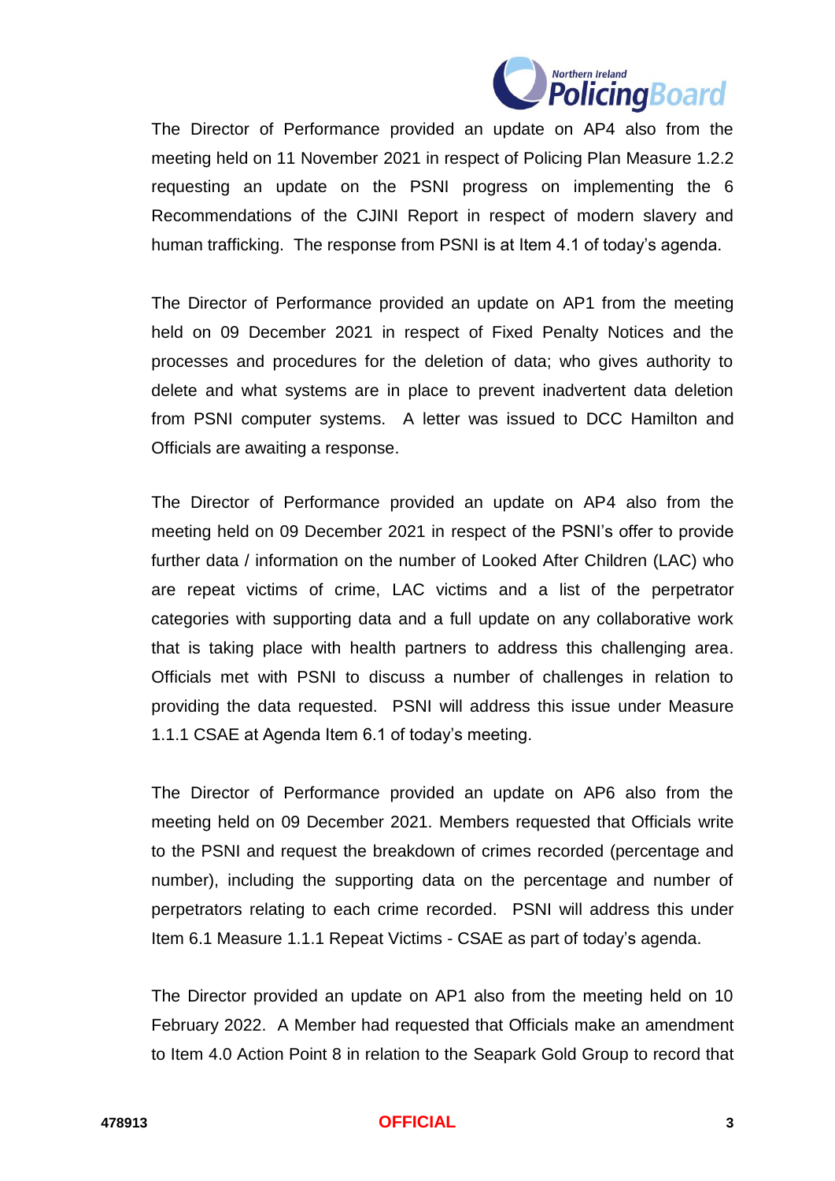The Director of Performance provided an update on AP4 also from the meeting held on 11 November 2021 in respect of Policing Plan Measure 1.2.2 requesting an update on the PSNI progress on implementing the 6 Recommendations of the CJINI Report in respect of modern slavery and human trafficking. The response from PSNI is at Item 4.1 of today's agenda.

The Director of Performance provided an update on AP1 from the meeting held on 09 December 2021 in respect of Fixed Penalty Notices and the processes and procedures for the deletion of data; who gives authority to delete and what systems are in place to prevent inadvertent data deletion from PSNI computer systems. A letter was issued to DCC Hamilton and Officials are awaiting a response.

The Director of Performance provided an update on AP4 also from the meeting held on 09 December 2021 in respect of the PSNI's offer to provide further data / information on the number of Looked After Children (LAC) who are repeat victims of crime, LAC victims and a list of the perpetrator categories with supporting data and a full update on any collaborative work that is taking place with health partners to address this challenging area. Officials met with PSNI to discuss a number of challenges in relation to providing the data requested. PSNI will address this issue under Measure 1.1.1 CSAE at Agenda Item 6.1 of today's meeting.

The Director of Performance provided an update on AP6 also from the meeting held on 09 December 2021. Members requested that Officials write to the PSNI and request the breakdown of crimes recorded (percentage and number), including the supporting data on the percentage and number of perpetrators relating to each crime recorded. PSNI will address this under Item 6.1 Measure 1.1.1 Repeat Victims - CSAE as part of today's agenda.

The Director provided an update on AP1 also from the meeting held on 10 February 2022. A Member had requested that Officials make an amendment to Item 4.0 Action Point 8 in relation to the Seapark Gold Group to record that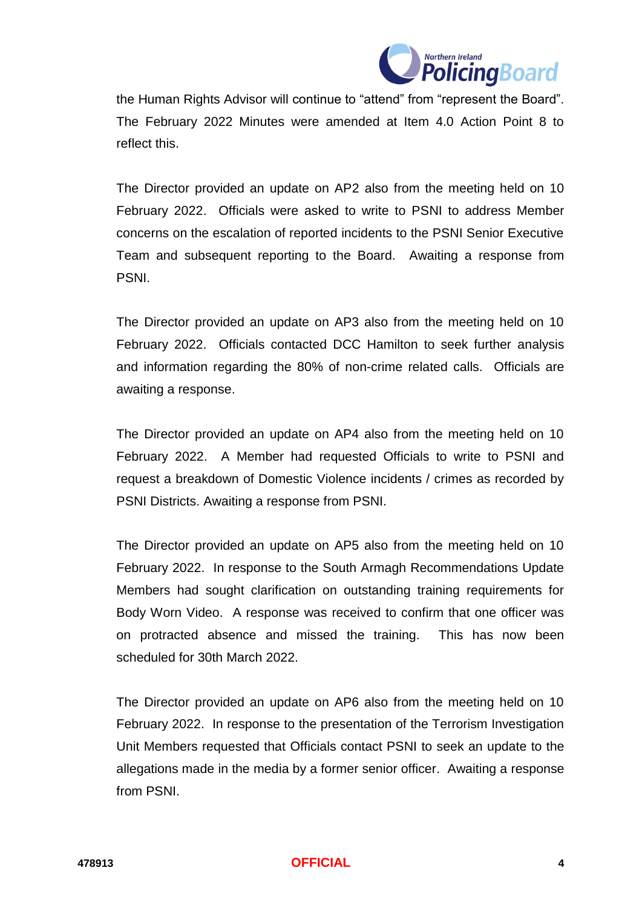the Human Rights Advisor will continue to "attend" from "represent the Board". The February 2022 Minutes were amended at Item 4.0 Action Point 8 to reflect this.

The Director provided an update on AP2 also from the meeting held on 10 February 2022. Officials were asked to write to PSNI to address Member concerns on the escalation of reported incidents to the PSNI Senior Executive Team and subsequent reporting to the Board. Awaiting a response from PSNI.

The Director provided an update on AP3 also from the meeting held on 10 February 2022. Officials contacted DCC Hamilton to seek further analysis and information regarding the 80% of non-crime related calls. Officials are awaiting a response.

The Director provided an update on AP4 also from the meeting held on 10 February 2022. A Member had requested Officials to write to PSNI and request a breakdown of Domestic Violence incidents / crimes as recorded by PSNI Districts. Awaiting a response from PSNI.

The Director provided an update on AP5 also from the meeting held on 10 February 2022. In response to the South Armagh Recommendations Update Members had sought clarification on outstanding training requirements for Body Worn Video. A response was received to confirm that one officer was on protracted absence and missed the training. This has now been scheduled for 30th March 2022.

The Director provided an update on AP6 also from the meeting held on 10 February 2022. In response to the presentation of the Terrorism Investigation Unit Members requested that Officials contact PSNI to seek an update to the allegations made in the media by a former senior officer. Awaiting a response from PSNI.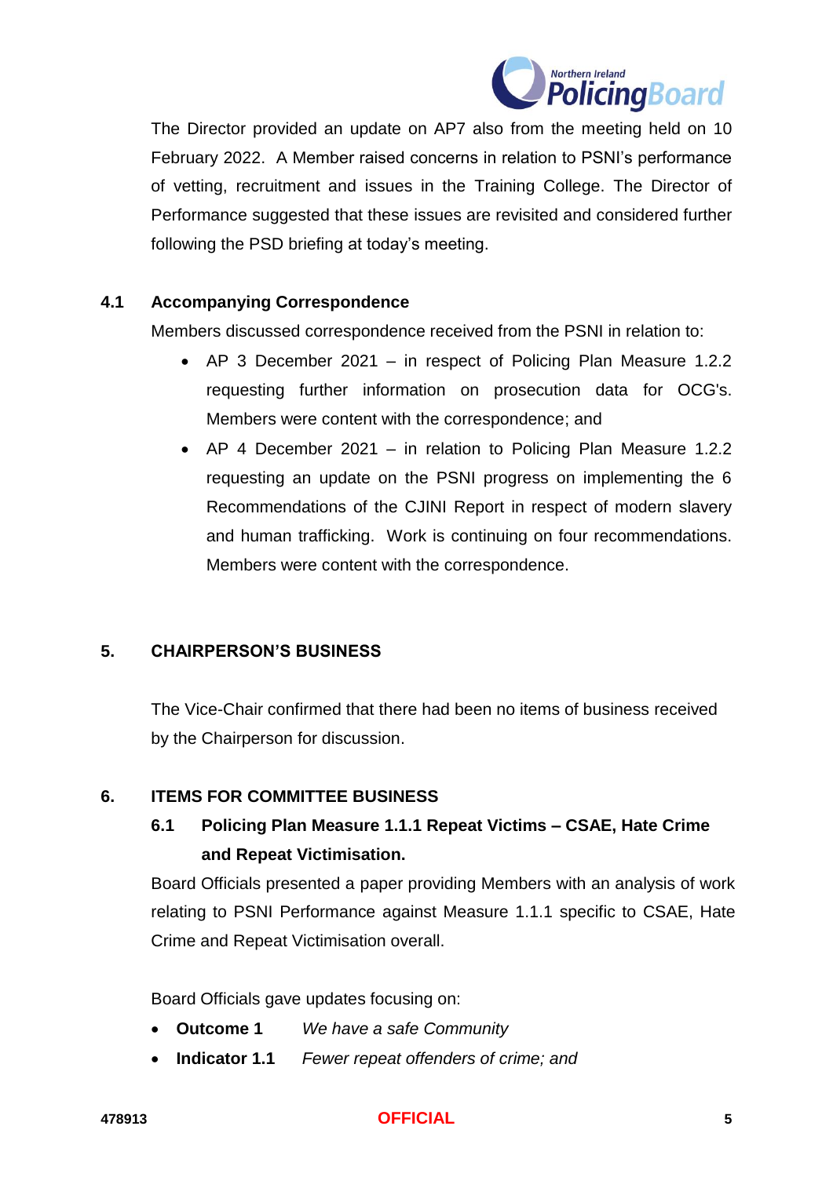The Director provided an update on AP7 also from the meeting held on 10 February 2022. A Member raised concerns in relation to PSNI's performance of vetting, recruitment and issues in the Training College. The Director of Performance suggested that these issues are revisited and considered further following the PSD briefing at today's meeting.

### 4.1 Accompanying Correspondence

Members discussed correspondence received from the PSNI in relation to:

- AP 3 December 2021 – in respect of Policing Plan Measure 1.2.2 requesting further information on prosecution data for OCG's. Members were content with the correspondence; and
- AP 4 December 2021 – in relation to Policing Plan Measure 1.2.2 requesting an update on the PSNI progress on implementing the 6 Recommendations of the CJINI Report in respect of modern slavery and human trafficking. Work is continuing on four recommendations. Members were content with the correspondence.

## 5. CHAIRPERSON'S BUSINESS

The Vice-Chair confirmed that there had been no items of business received by the Chairperson for discussion.

## 6. ITEMS FOR COMMITTEE BUSINESS

### 6.1 Policing Plan Measure 1.1.1 Repeat Victims – CSAE, Hate Crime and Repeat Victimisation.

Board Officials presented a paper providing Members with an analysis of work relating to PSNI Performance against Measure 1.1.1 specific to CSAE, Hate Crime and Repeat Victimisation overall.

Board Officials gave updates focusing on:

- **Outcome 1** *We have a safe Community*
- **Indicator 1.1** *Fewer repeat offenders of crime; and*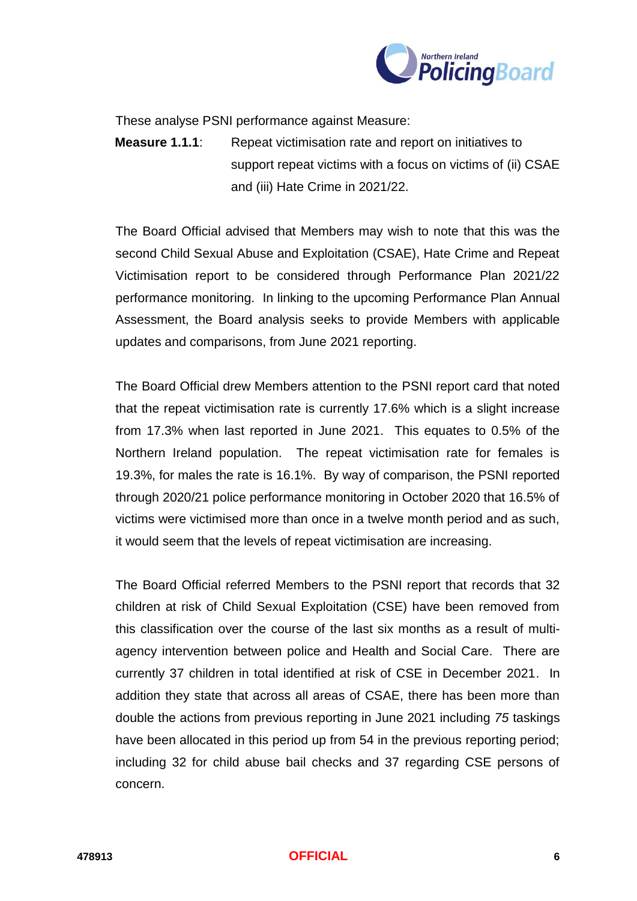These analyse PSNI performance against Measure:

**Measure 1.1.1**: Repeat victimisation rate and report on initiatives to support repeat victims with a focus on victims of (ii) CSAE and (iii) Hate Crime in 2021/22.

The Board Official advised that Members may wish to note that this was the second Child Sexual Abuse and Exploitation (CSAE), Hate Crime and Repeat Victimisation report to be considered through Performance Plan 2021/22 performance monitoring. In linking to the upcoming Performance Plan Annual Assessment, the Board analysis seeks to provide Members with applicable updates and comparisons, from June 2021 reporting.

The Board Official drew Members attention to the PSNI report card that noted that the repeat victimisation rate is currently 17.6% which is a slight increase from 17.3% when last reported in June 2021. This equates to 0.5% of the Northern Ireland population. The repeat victimisation rate for females is 19.3%, for males the rate is 16.1%. By way of comparison, the PSNI reported through 2020/21 police performance monitoring in October 2020 that 16.5% of victims were victimised more than once in a twelve month period and as such, it would seem that the levels of repeat victimisation are increasing.

The Board Official referred Members to the PSNI report that records that 32 children at risk of Child Sexual Exploitation (CSE) have been removed from this classification over the course of the last six months as a result of multi-agency intervention between police and Health and Social Care. There are currently 37 children in total identified at risk of CSE in December 2021. In addition they state that across all areas of CSAE, there has been more than double the actions from previous reporting in June 2021 including *75* taskings have been allocated in this period up from 54 in the previous reporting period; including 32 for child abuse bail checks and 37 regarding CSE persons of concern.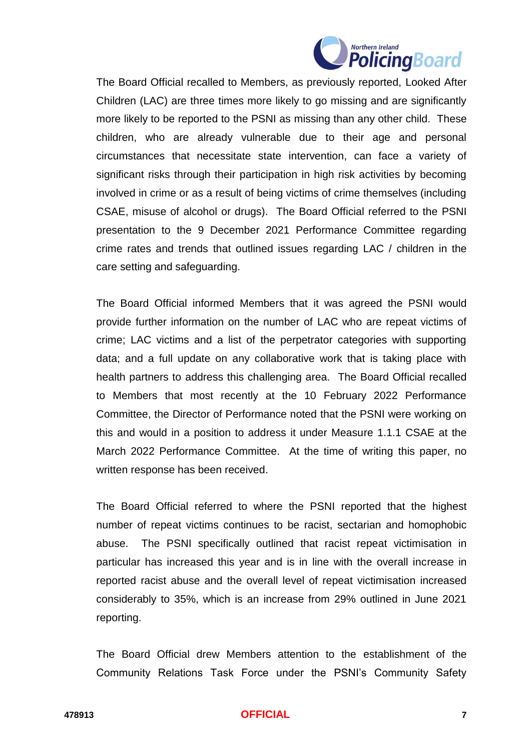The Board Official recalled to Members, as previously reported, Looked After Children (LAC) are three times more likely to go missing and are significantly more likely to be reported to the PSNI as missing than any other child. These children, who are already vulnerable due to their age and personal circumstances that necessitate state intervention, can face a variety of significant risks through their participation in high risk activities by becoming involved in crime or as a result of being victims of crime themselves (including CSAE, misuse of alcohol or drugs). The Board Official referred to the PSNI presentation to the 9 December 2021 Performance Committee regarding crime rates and trends that outlined issues regarding LAC / children in the care setting and safeguarding.

The Board Official informed Members that it was agreed the PSNI would provide further information on the number of LAC who are repeat victims of crime; LAC victims and a list of the perpetrator categories with supporting data; and a full update on any collaborative work that is taking place with health partners to address this challenging area. The Board Official recalled to Members that most recently at the 10 February 2022 Performance Committee, the Director of Performance noted that the PSNI were working on this and would in a position to address it under Measure 1.1.1 CSAE at the March 2022 Performance Committee. At the time of writing this paper, no written response has been received.

The Board Official referred to where the PSNI reported that the highest number of repeat victims continues to be racist, sectarian and homophobic abuse. The PSNI specifically outlined that racist repeat victimisation in particular has increased this year and is in line with the overall increase in reported racist abuse and the overall level of repeat victimisation increased considerably to 35%, which is an increase from 29% outlined in June 2021 reporting.

The Board Official drew Members attention to the establishment of the Community Relations Task Force under the PSNI's Community Safety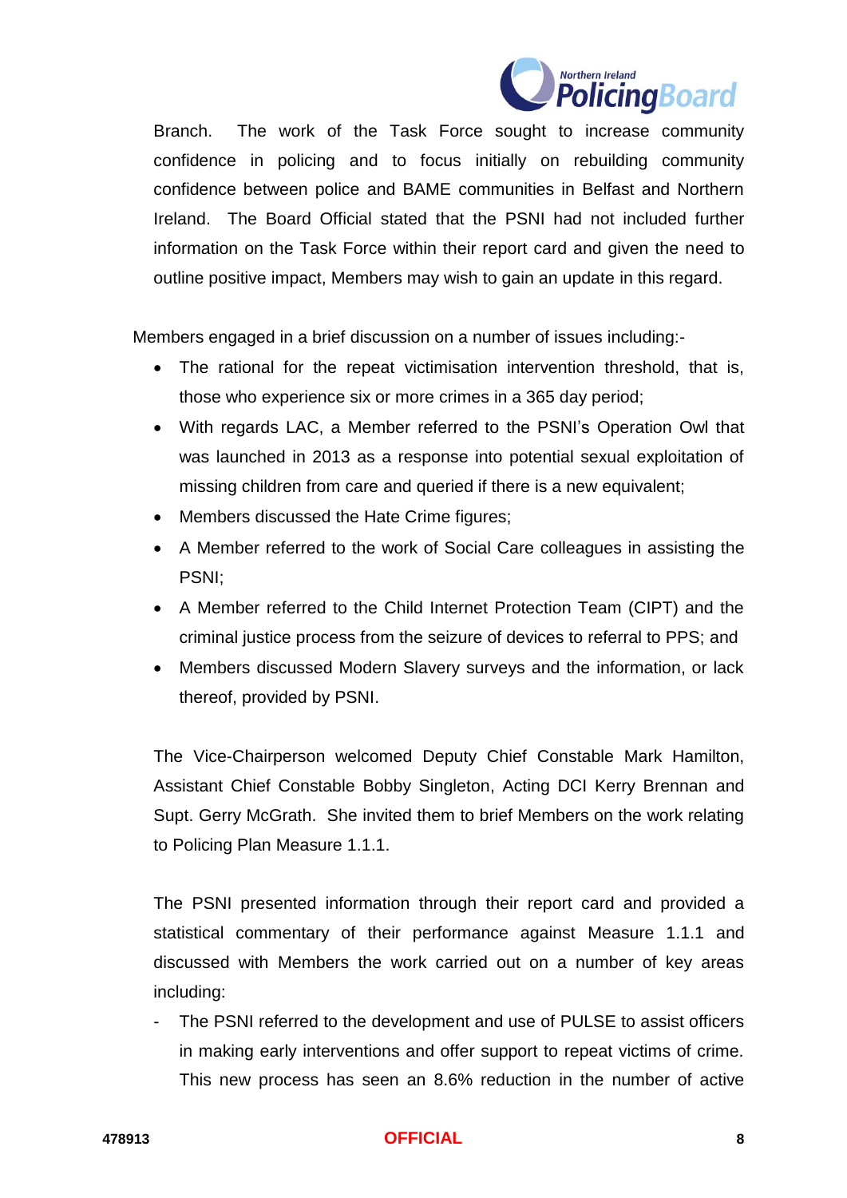Branch. The work of the Task Force sought to increase community confidence in policing and to focus initially on rebuilding community confidence between police and BAME communities in Belfast and Northern Ireland. The Board Official stated that the PSNI had not included further information on the Task Force within their report card and given the need to outline positive impact, Members may wish to gain an update in this regard.

Members engaged in a brief discussion on a number of issues including:-

- The rational for the repeat victimisation intervention threshold, that is, those who experience six or more crimes in a 365 day period;
- With regards LAC, a Member referred to the PSNI's Operation Owl that was launched in 2013 as a response into potential sexual exploitation of missing children from care and queried if there is a new equivalent;
- Members discussed the Hate Crime figures;
- A Member referred to the work of Social Care colleagues in assisting the PSNI;
- A Member referred to the Child Internet Protection Team (CIPT) and the criminal justice process from the seizure of devices to referral to PPS; and
- Members discussed Modern Slavery surveys and the information, or lack thereof, provided by PSNI.

The Vice-Chairperson welcomed Deputy Chief Constable Mark Hamilton, Assistant Chief Constable Bobby Singleton, Acting DCI Kerry Brennan and Supt. Gerry McGrath. She invited them to brief Members on the work relating to Policing Plan Measure 1.1.1.

The PSNI presented information through their report card and provided a statistical commentary of their performance against Measure 1.1.1 and discussed with Members the work carried out on a number of key areas including:

- The PSNI referred to the development and use of PULSE to assist officers in making early interventions and offer support to repeat victims of crime. This new process has seen an 8.6% reduction in the number of active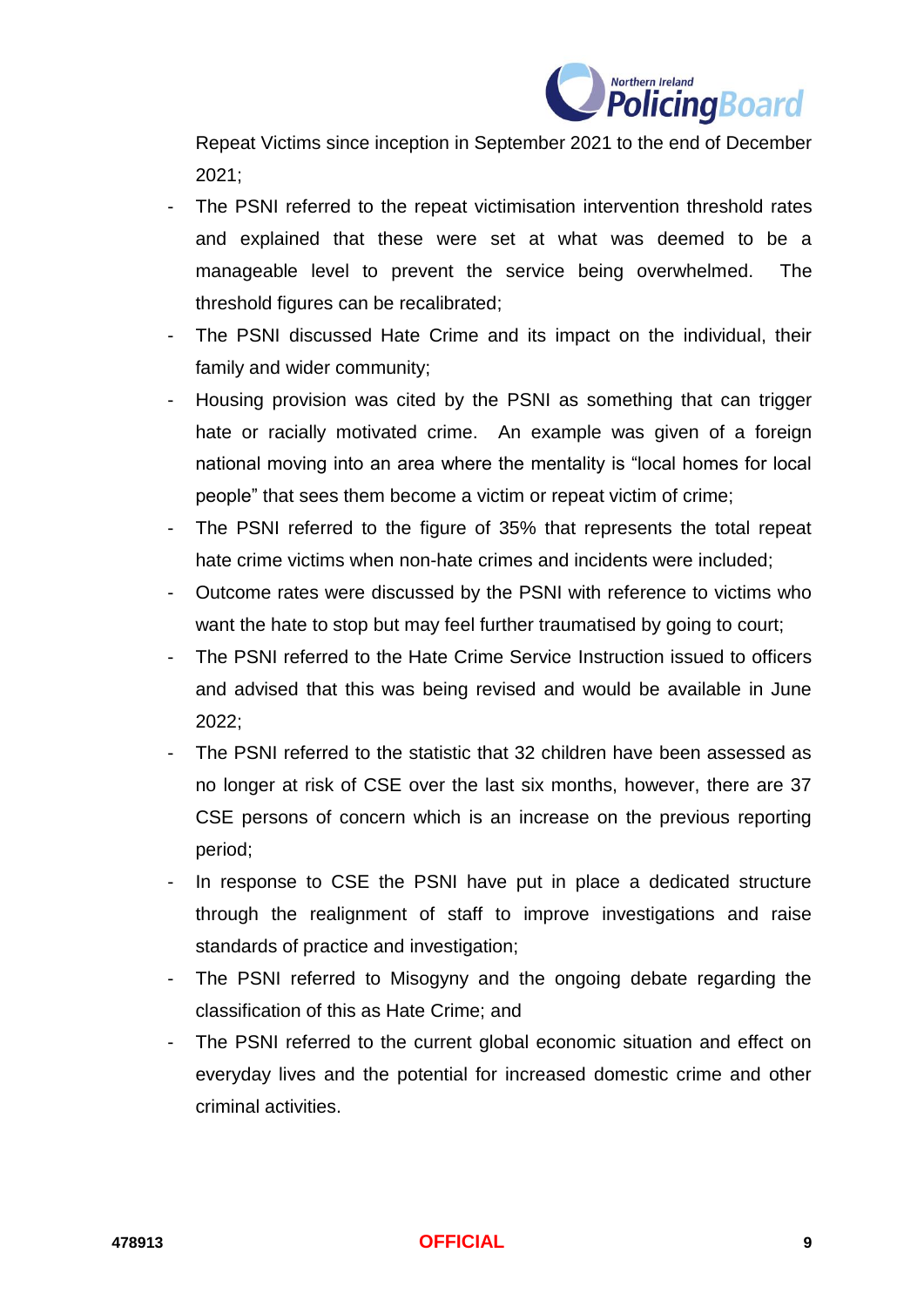Repeat Victims since inception in September 2021 to the end of December 2021;

- The PSNI referred to the repeat victimisation intervention threshold rates and explained that these were set at what was deemed to be a manageable level to prevent the service being overwhelmed. The threshold figures can be recalibrated;
- The PSNI discussed Hate Crime and its impact on the individual, their family and wider community;
- Housing provision was cited by the PSNI as something that can trigger hate or racially motivated crime. An example was given of a foreign national moving into an area where the mentality is "local homes for local people" that sees them become a victim or repeat victim of crime;
- The PSNI referred to the figure of 35% that represents the total repeat hate crime victims when non-hate crimes and incidents were included;
- Outcome rates were discussed by the PSNI with reference to victims who want the hate to stop but may feel further traumatised by going to court;
- The PSNI referred to the Hate Crime Service Instruction issued to officers and advised that this was being revised and would be available in June 2022;
- The PSNI referred to the statistic that 32 children have been assessed as no longer at risk of CSE over the last six months, however, there are 37 CSE persons of concern which is an increase on the previous reporting period;
- In response to CSE the PSNI have put in place a dedicated structure through the realignment of staff to improve investigations and raise standards of practice and investigation;
- The PSNI referred to Misogyny and the ongoing debate regarding the classification of this as Hate Crime; and
- The PSNI referred to the current global economic situation and effect on everyday lives and the potential for increased domestic crime and other criminal activities.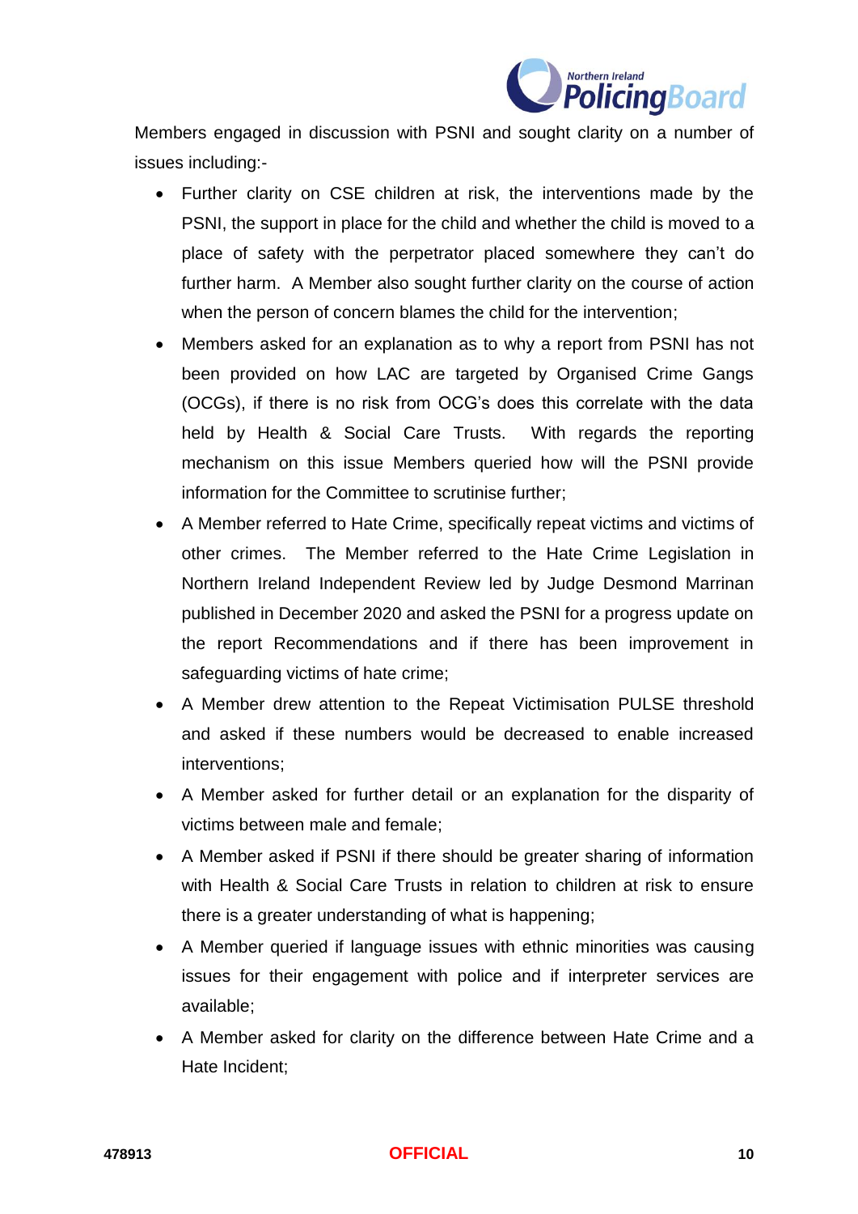Members engaged in discussion with PSNI and sought clarity on a number of issues including:-

- Further clarity on CSE children at risk, the interventions made by the PSNI, the support in place for the child and whether the child is moved to a place of safety with the perpetrator placed somewhere they can't do further harm. A Member also sought further clarity on the course of action when the person of concern blames the child for the intervention;
- Members asked for an explanation as to why a report from PSNI has not been provided on how LAC are targeted by Organised Crime Gangs (OCGs), if there is no risk from OCG's does this correlate with the data held by Health & Social Care Trusts. With regards the reporting mechanism on this issue Members queried how will the PSNI provide information for the Committee to scrutinise further;
- A Member referred to Hate Crime, specifically repeat victims and victims of other crimes. The Member referred to the Hate Crime Legislation in Northern Ireland Independent Review led by Judge Desmond Marrinan published in December 2020 and asked the PSNI for a progress update on the report Recommendations and if there has been improvement in safeguarding victims of hate crime;
- A Member drew attention to the Repeat Victimisation PULSE threshold and asked if these numbers would be decreased to enable increased interventions;
- A Member asked for further detail or an explanation for the disparity of victims between male and female;
- A Member asked if PSNI if there should be greater sharing of information with Health & Social Care Trusts in relation to children at risk to ensure there is a greater understanding of what is happening;
- A Member queried if language issues with ethnic minorities was causing issues for their engagement with police and if interpreter services are available;
- A Member asked for clarity on the difference between Hate Crime and a Hate Incident;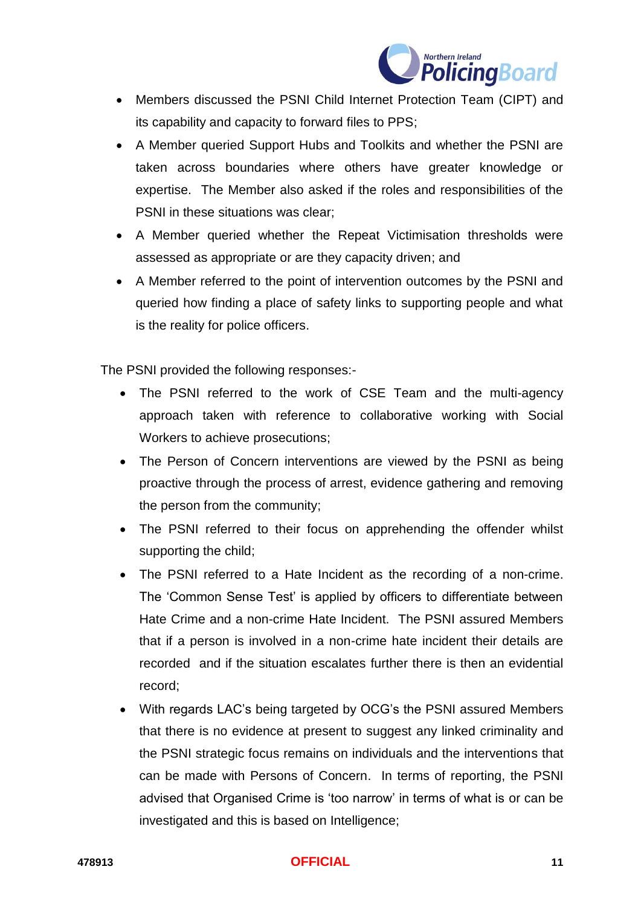- Members discussed the PSNI Child Internet Protection Team (CIPT) and its capability and capacity to forward files to PPS;
- A Member queried Support Hubs and Toolkits and whether the PSNI are taken across boundaries where others have greater knowledge or expertise. The Member also asked if the roles and responsibilities of the PSNI in these situations was clear;
- A Member queried whether the Repeat Victimisation thresholds were assessed as appropriate or are they capacity driven; and
- A Member referred to the point of intervention outcomes by the PSNI and queried how finding a place of safety links to supporting people and what is the reality for police officers.

The PSNI provided the following responses:-

- The PSNI referred to the work of CSE Team and the multi-agency approach taken with reference to collaborative working with Social Workers to achieve prosecutions;
- The Person of Concern interventions are viewed by the PSNI as being proactive through the process of arrest, evidence gathering and removing the person from the community;
- The PSNI referred to their focus on apprehending the offender whilst supporting the child;
- The PSNI referred to a Hate Incident as the recording of a non-crime. The 'Common Sense Test' is applied by officers to differentiate between Hate Crime and a non-crime Hate Incident. The PSNI assured Members that if a person is involved in a non-crime hate incident their details are recorded and if the situation escalates further there is then an evidential record;
- With regards LAC's being targeted by OCG's the PSNI assured Members that there is no evidence at present to suggest any linked criminality and the PSNI strategic focus remains on individuals and the interventions that can be made with Persons of Concern. In terms of reporting, the PSNI advised that Organised Crime is 'too narrow' in terms of what is or can be investigated and this is based on Intelligence;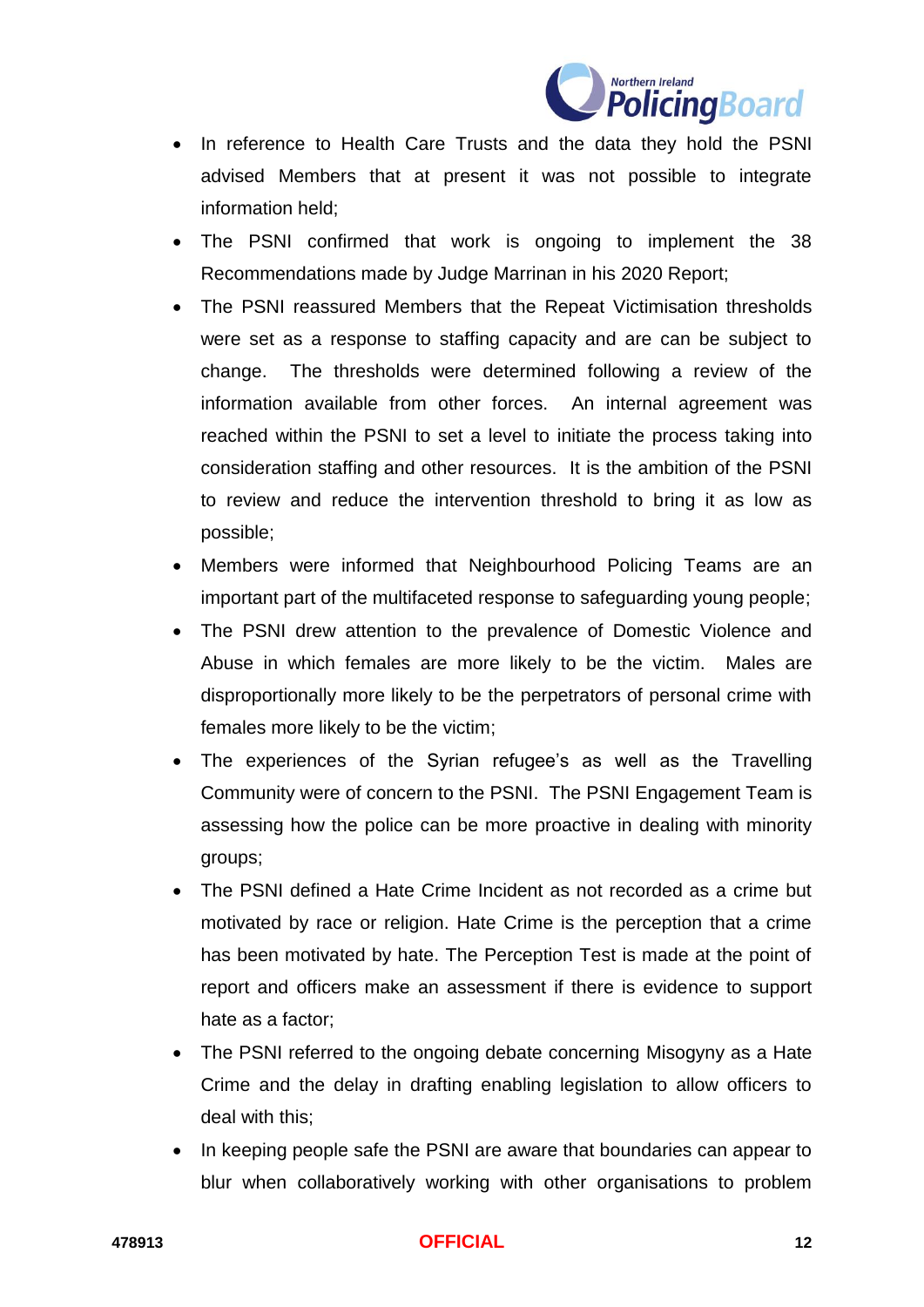- In reference to Health Care Trusts and the data they hold the PSNI advised Members that at present it was not possible to integrate information held;
- The PSNI confirmed that work is ongoing to implement the 38 Recommendations made by Judge Marrinan in his 2020 Report;
- The PSNI reassured Members that the Repeat Victimisation thresholds were set as a response to staffing capacity and are can be subject to change. The thresholds were determined following a review of the information available from other forces. An internal agreement was reached within the PSNI to set a level to initiate the process taking into consideration staffing and other resources. It is the ambition of the PSNI to review and reduce the intervention threshold to bring it as low as possible;
- Members were informed that Neighbourhood Policing Teams are an important part of the multifaceted response to safeguarding young people;
- The PSNI drew attention to the prevalence of Domestic Violence and Abuse in which females are more likely to be the victim. Males are disproportionally more likely to be the perpetrators of personal crime with females more likely to be the victim;
- The experiences of the Syrian refugee's as well as the Travelling Community were of concern to the PSNI. The PSNI Engagement Team is assessing how the police can be more proactive in dealing with minority groups;
- The PSNI defined a Hate Crime Incident as not recorded as a crime but motivated by race or religion. Hate Crime is the perception that a crime has been motivated by hate. The Perception Test is made at the point of report and officers make an assessment if there is evidence to support hate as a factor;
- The PSNI referred to the ongoing debate concerning Misogyny as a Hate Crime and the delay in drafting enabling legislation to allow officers to deal with this;
- In keeping people safe the PSNI are aware that boundaries can appear to blur when collaboratively working with other organisations to problem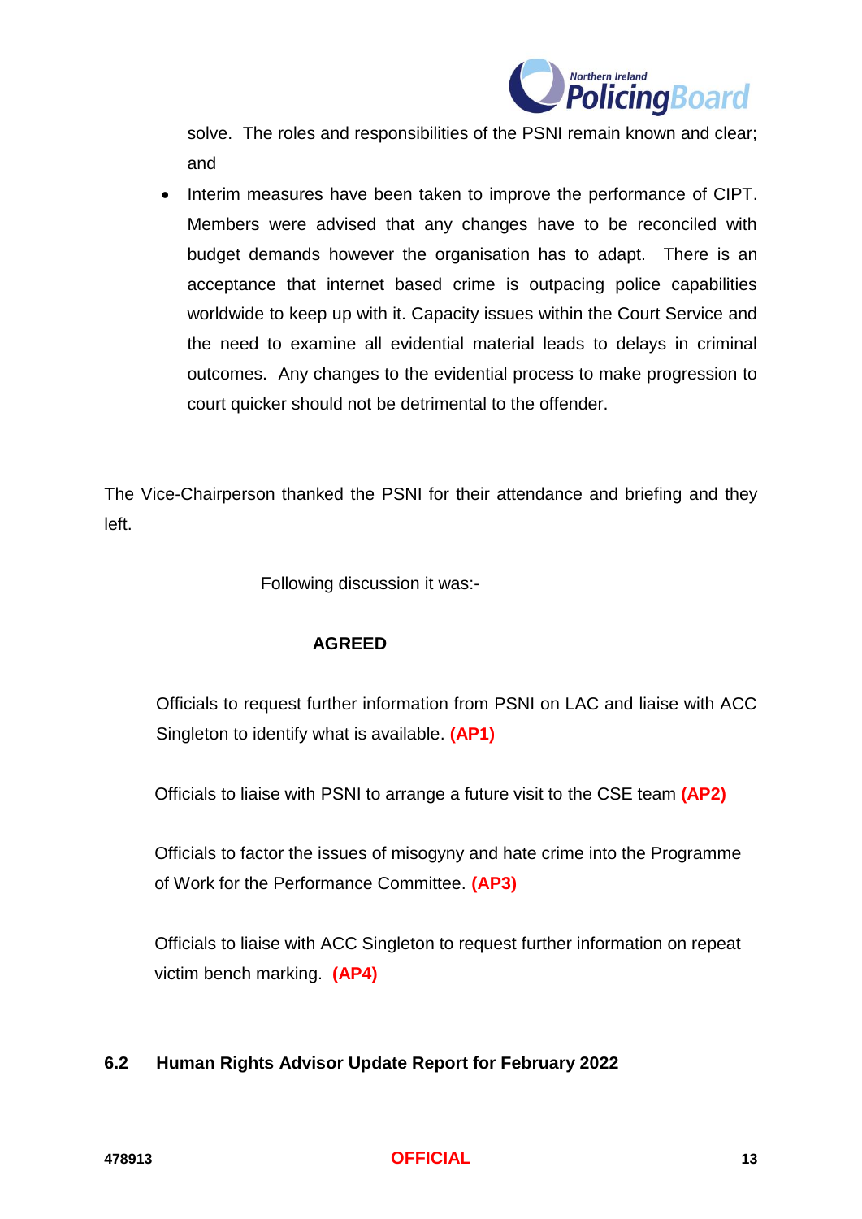solve. The roles and responsibilities of the PSNI remain known and clear; and

- Interim measures have been taken to improve the performance of CIPT. Members were advised that any changes have to be reconciled with budget demands however the organisation has to adapt. There is an acceptance that internet based crime is outpacing police capabilities worldwide to keep up with it. Capacity issues within the Court Service and the need to examine all evidential material leads to delays in criminal outcomes. Any changes to the evidential process to make progression to court quicker should not be detrimental to the offender.

The Vice-Chairperson thanked the PSNI for their attendance and briefing and they left.

Following discussion it was:-

**AGREED**

Officials to request further information from PSNI on LAC and liaise with ACC Singleton to identify what is available. **(AP1)**

Officials to liaise with PSNI to arrange a future visit to the CSE team **(AP2)**

Officials to factor the issues of misogyny and hate crime into the Programme of Work for the Performance Committee. **(AP3)**

Officials to liaise with ACC Singleton to request further information on repeat victim bench marking. **(AP4)**

## 6.2 Human Rights Advisor Update Report for February 2022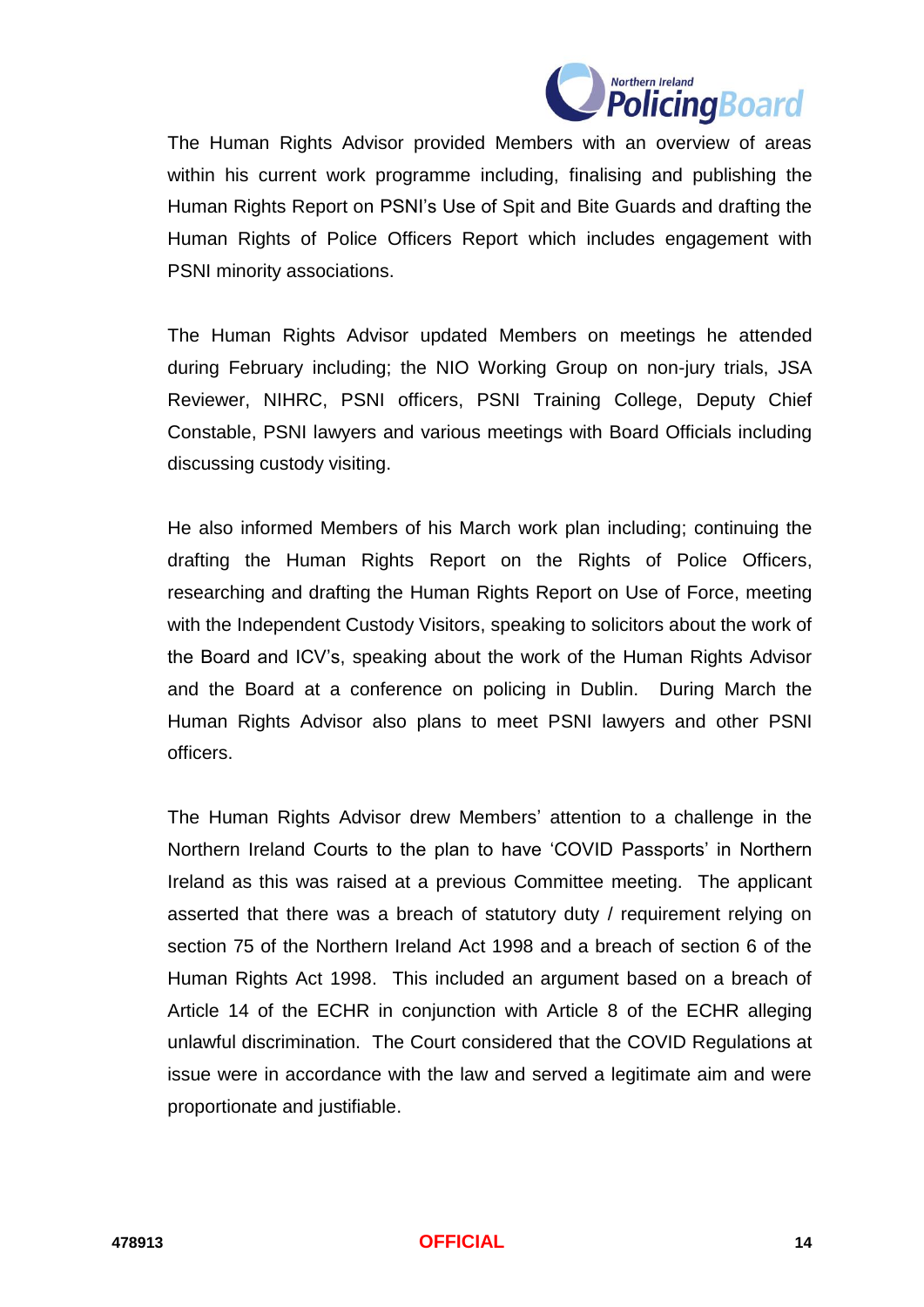The Human Rights Advisor provided Members with an overview of areas within his current work programme including, finalising and publishing the Human Rights Report on PSNI's Use of Spit and Bite Guards and drafting the Human Rights of Police Officers Report which includes engagement with PSNI minority associations.

The Human Rights Advisor updated Members on meetings he attended during February including; the NIO Working Group on non-jury trials, JSA Reviewer, NIHRC, PSNI officers, PSNI Training College, Deputy Chief Constable, PSNI lawyers and various meetings with Board Officials including discussing custody visiting.

He also informed Members of his March work plan including; continuing the drafting the Human Rights Report on the Rights of Police Officers, researching and drafting the Human Rights Report on Use of Force, meeting with the Independent Custody Visitors, speaking to solicitors about the work of the Board and ICV's, speaking about the work of the Human Rights Advisor and the Board at a conference on policing in Dublin. During March the Human Rights Advisor also plans to meet PSNI lawyers and other PSNI officers.

The Human Rights Advisor drew Members' attention to a challenge in the Northern Ireland Courts to the plan to have 'COVID Passports' in Northern Ireland as this was raised at a previous Committee meeting. The applicant asserted that there was a breach of statutory duty / requirement relying on section 75 of the Northern Ireland Act 1998 and a breach of section 6 of the Human Rights Act 1998. This included an argument based on a breach of Article 14 of the ECHR in conjunction with Article 8 of the ECHR alleging unlawful discrimination. The Court considered that the COVID Regulations at issue were in accordance with the law and served a legitimate aim and were proportionate and justifiable.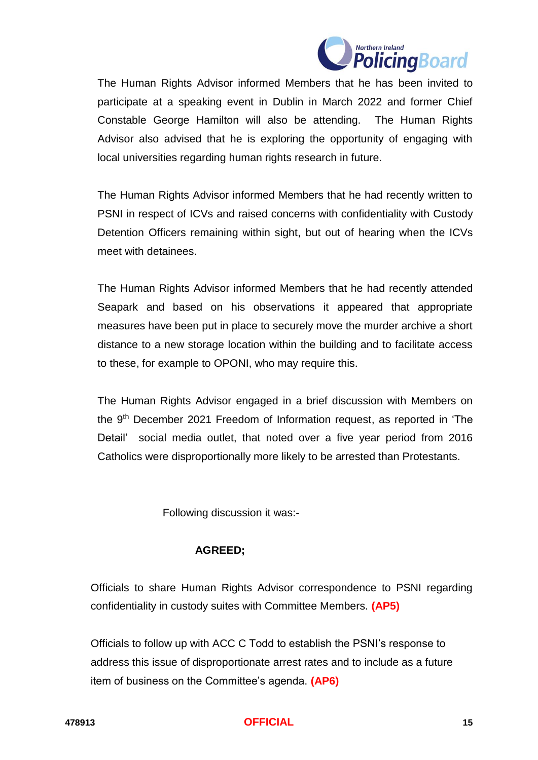The Human Rights Advisor informed Members that he has been invited to participate at a speaking event in Dublin in March 2022 and former Chief Constable George Hamilton will also be attending. The Human Rights Advisor also advised that he is exploring the opportunity of engaging with local universities regarding human rights research in future.

The Human Rights Advisor informed Members that he had recently written to PSNI in respect of ICVs and raised concerns with confidentiality with Custody Detention Officers remaining within sight, but out of hearing when the ICVs meet with detainees.

The Human Rights Advisor informed Members that he had recently attended Seapark and based on his observations it appeared that appropriate measures have been put in place to securely move the murder archive a short distance to a new storage location within the building and to facilitate access to these, for example to OPONI, who may require this.

The Human Rights Advisor engaged in a brief discussion with Members on the 9th December 2021 Freedom of Information request, as reported in 'The Detail' social media outlet, that noted over a five year period from 2016 Catholics were disproportionally more likely to be arrested than Protestants.

Following discussion it was:-

**AGREED;**

Officials to share Human Rights Advisor correspondence to PSNI regarding confidentiality in custody suites with Committee Members. **(AP5)**

Officials to follow up with ACC C Todd to establish the PSNI's response to address this issue of disproportionate arrest rates and to include as a future item of business on the Committee's agenda. **(AP6)**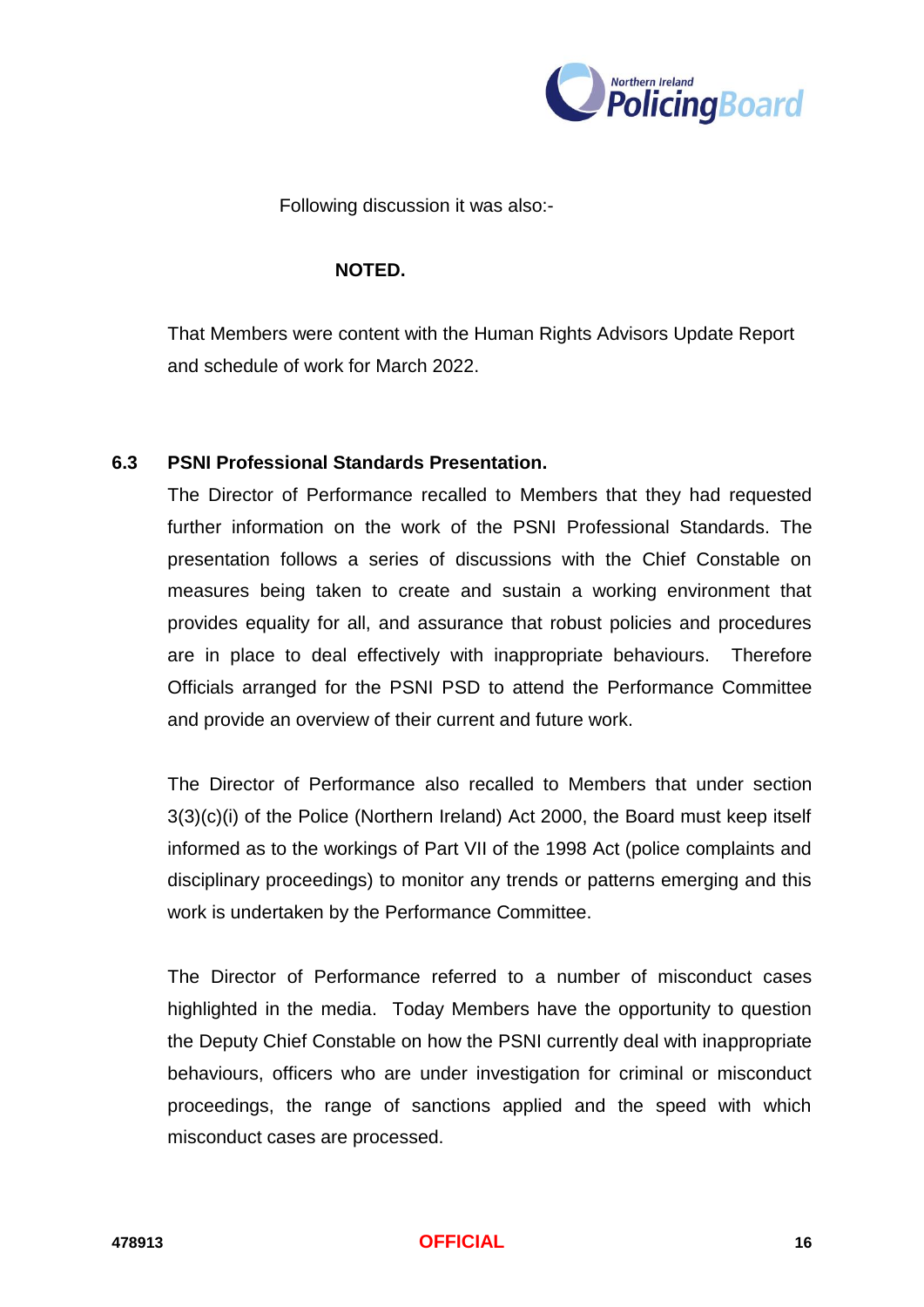Following discussion it was also:-

**NOTED.**

That Members were content with the Human Rights Advisors Update Report and schedule of work for March 2022.

### 6.3 PSNI Professional Standards Presentation.

The Director of Performance recalled to Members that they had requested further information on the work of the PSNI Professional Standards. The presentation follows a series of discussions with the Chief Constable on measures being taken to create and sustain a working environment that provides equality for all, and assurance that robust policies and procedures are in place to deal effectively with inappropriate behaviours. Therefore Officials arranged for the PSNI PSD to attend the Performance Committee and provide an overview of their current and future work.

The Director of Performance also recalled to Members that under section 3(3)(c)(i) of the Police (Northern Ireland) Act 2000, the Board must keep itself informed as to the workings of Part VII of the 1998 Act (police complaints and disciplinary proceedings) to monitor any trends or patterns emerging and this work is undertaken by the Performance Committee.

The Director of Performance referred to a number of misconduct cases highlighted in the media. Today Members have the opportunity to question the Deputy Chief Constable on how the PSNI currently deal with inappropriate behaviours, officers who are under investigation for criminal or misconduct proceedings, the range of sanctions applied and the speed with which misconduct cases are processed.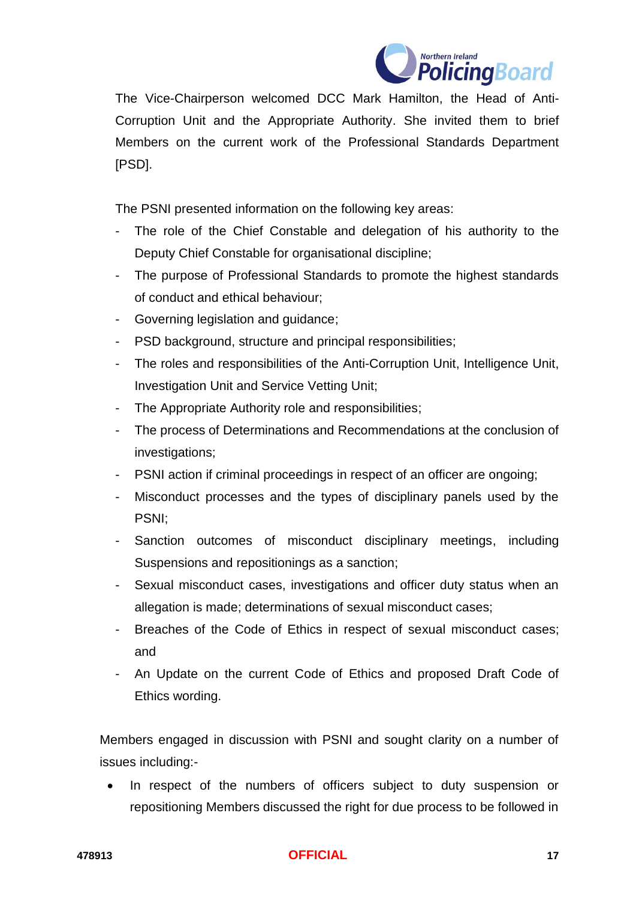The Vice-Chairperson welcomed DCC Mark Hamilton, the Head of Anti-Corruption Unit and the Appropriate Authority. She invited them to brief Members on the current work of the Professional Standards Department [PSD].

The PSNI presented information on the following key areas:

- The role of the Chief Constable and delegation of his authority to the Deputy Chief Constable for organisational discipline;
- The purpose of Professional Standards to promote the highest standards of conduct and ethical behaviour;
- Governing legislation and guidance;
- PSD background, structure and principal responsibilities;
- The roles and responsibilities of the Anti-Corruption Unit, Intelligence Unit, Investigation Unit and Service Vetting Unit;
- The Appropriate Authority role and responsibilities;
- The process of Determinations and Recommendations at the conclusion of investigations;
- PSNI action if criminal proceedings in respect of an officer are ongoing;
- Misconduct processes and the types of disciplinary panels used by the PSNI;
- Sanction outcomes of misconduct disciplinary meetings, including Suspensions and repositionings as a sanction;
- Sexual misconduct cases, investigations and officer duty status when an allegation is made; determinations of sexual misconduct cases;
- Breaches of the Code of Ethics in respect of sexual misconduct cases; and
- An Update on the current Code of Ethics and proposed Draft Code of Ethics wording.

Members engaged in discussion with PSNI and sought clarity on a number of issues including:-

- In respect of the numbers of officers subject to duty suspension or repositioning Members discussed the right for due process to be followed in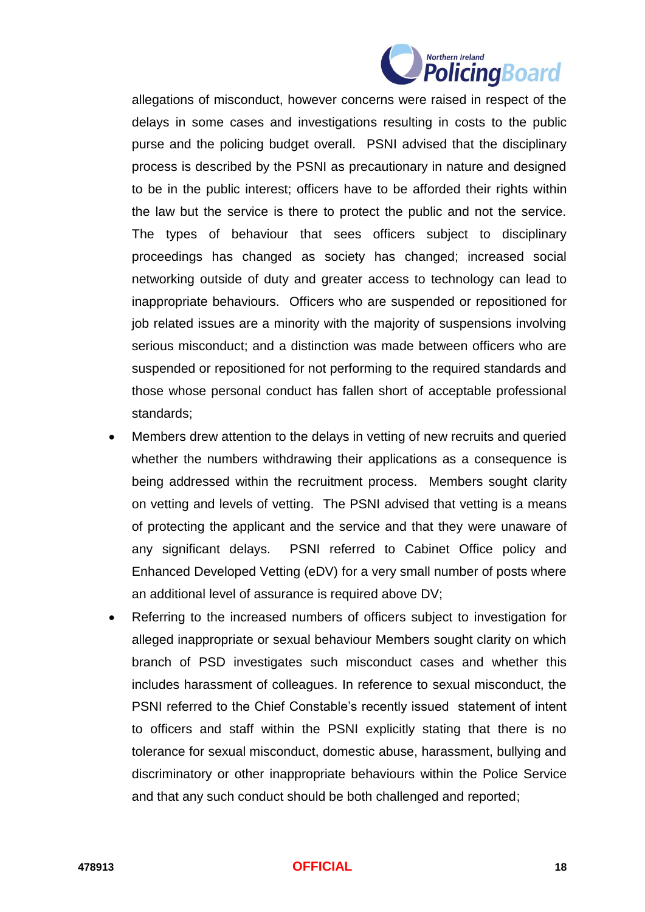allegations of misconduct, however concerns were raised in respect of the delays in some cases and investigations resulting in costs to the public purse and the policing budget overall. PSNI advised that the disciplinary process is described by the PSNI as precautionary in nature and designed to be in the public interest; officers have to be afforded their rights within the law but the service is there to protect the public and not the service. The types of behaviour that sees officers subject to disciplinary proceedings has changed as society has changed; increased social networking outside of duty and greater access to technology can lead to inappropriate behaviours. Officers who are suspended or repositioned for job related issues are a minority with the majority of suspensions involving serious misconduct; and a distinction was made between officers who are suspended or repositioned for not performing to the required standards and those whose personal conduct has fallen short of acceptable professional standards;

- Members drew attention to the delays in vetting of new recruits and queried whether the numbers withdrawing their applications as a consequence is being addressed within the recruitment process. Members sought clarity on vetting and levels of vetting. The PSNI advised that vetting is a means of protecting the applicant and the service and that they were unaware of any significant delays. PSNI referred to Cabinet Office policy and Enhanced Developed Vetting (eDV) for a very small number of posts where an additional level of assurance is required above DV;
- Referring to the increased numbers of officers subject to investigation for alleged inappropriate or sexual behaviour Members sought clarity on which branch of PSD investigates such misconduct cases and whether this includes harassment of colleagues. In reference to sexual misconduct, the PSNI referred to the Chief Constable's recently issued statement of intent to officers and staff within the PSNI explicitly stating that there is no tolerance for sexual misconduct, domestic abuse, harassment, bullying and discriminatory or other inappropriate behaviours within the Police Service and that any such conduct should be both challenged and reported;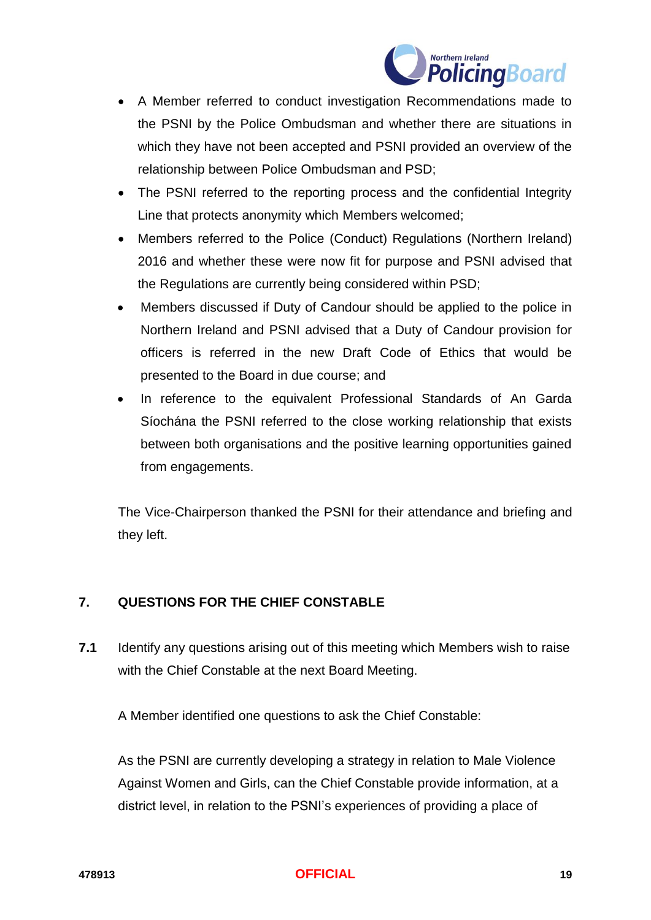- A Member referred to conduct investigation Recommendations made to the PSNI by the Police Ombudsman and whether there are situations in which they have not been accepted and PSNI provided an overview of the relationship between Police Ombudsman and PSD;
- The PSNI referred to the reporting process and the confidential Integrity Line that protects anonymity which Members welcomed;
- Members referred to the Police (Conduct) Regulations (Northern Ireland) 2016 and whether these were now fit for purpose and PSNI advised that the Regulations are currently being considered within PSD;
- Members discussed if Duty of Candour should be applied to the police in Northern Ireland and PSNI advised that a Duty of Candour provision for officers is referred in the new Draft Code of Ethics that would be presented to the Board in due course; and
- In reference to the equivalent Professional Standards of An Garda Síochána the PSNI referred to the close working relationship that exists between both organisations and the positive learning opportunities gained from engagements.

The Vice-Chairperson thanked the PSNI for their attendance and briefing and they left.

## 7. QUESTIONS FOR THE CHIEF CONSTABLE

**7.1** Identify any questions arising out of this meeting which Members wish to raise with the Chief Constable at the next Board Meeting.

A Member identified one questions to ask the Chief Constable:

As the PSNI are currently developing a strategy in relation to Male Violence Against Women and Girls, can the Chief Constable provide information, at a district level, in relation to the PSNI's experiences of providing a place of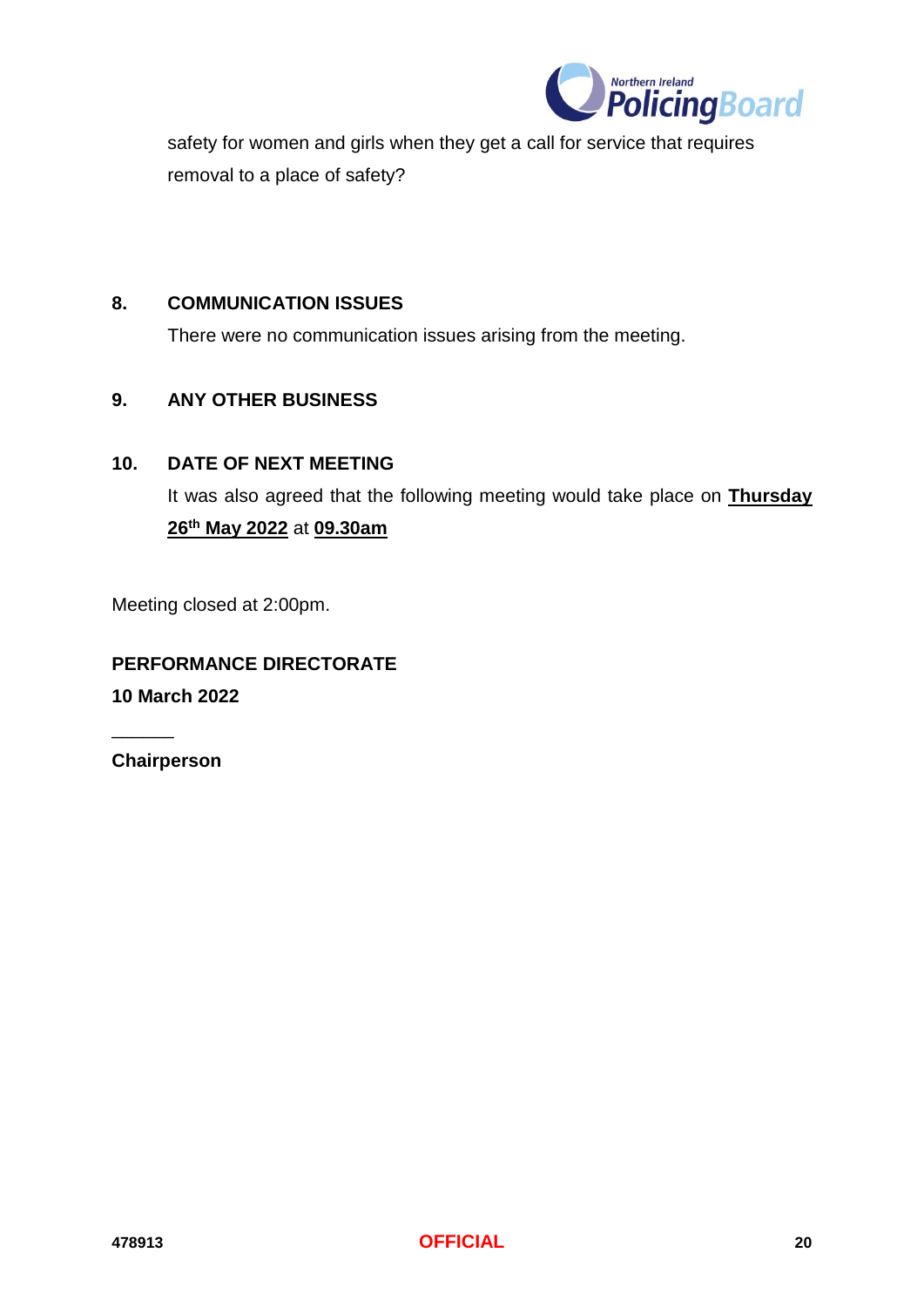safety for women and girls when they get a call for service that requires removal to a place of safety?

## 8. COMMUNICATION ISSUES

There were no communication issues arising from the meeting.

## 9. ANY OTHER BUSINESS

## 10. DATE OF NEXT MEETING

It was also agreed that the following meeting would take place on **Thursday 26th May 2022** at **09.30am**

Meeting closed at 2:00pm.

**PERFORMANCE DIRECTORATE**

**10 March 2022**

______

**Chairperson**